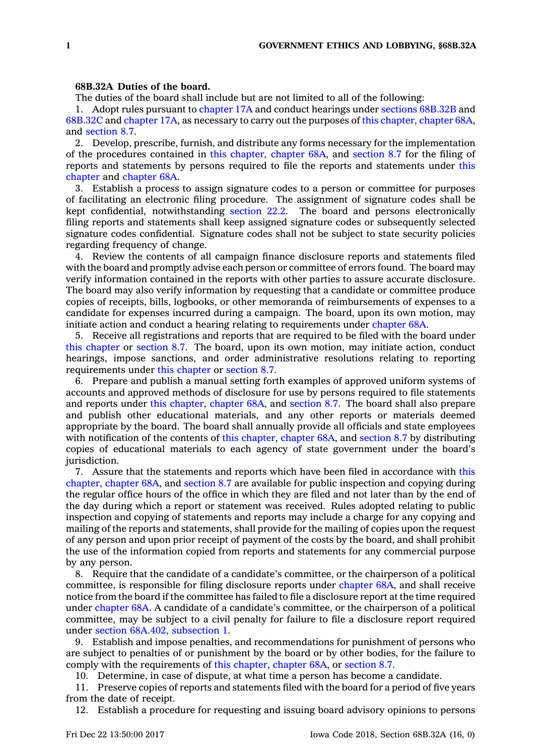**68B.32A Duties of the board.**

The duties of the board shall include but are not limited to all of the following:

1. Adopt rules pursuant to chapter 17A and conduct hearings under sections 68B.32B and 68B.32C and chapter 17A, as necessary to carry out the purposes of this chapter, chapter 68A, and section 8.7.

2. Develop, prescribe, furnish, and distribute any forms necessary for the implementation of the procedures contained in this chapter, chapter 68A, and section 8.7 for the filing of reports and statements by persons required to file the reports and statements under this chapter and chapter 68A.

3. Establish a process to assign signature codes to a person or committee for purposes of facilitating an electronic filing procedure. The assignment of signature codes shall be kept confidential, notwithstanding section 22.2. The board and persons electronically filing reports and statements shall keep assigned signature codes or subsequently selected signature codes confidential. Signature codes shall not be subject to state security policies regarding frequency of change.

4. Review the contents of all campaign finance disclosure reports and statements filed with the board and promptly advise each person or committee of errors found. The board may verify information contained in the reports with other parties to assure accurate disclosure. The board may also verify information by requesting that a candidate or committee produce copies of receipts, bills, logbooks, or other memoranda of reimbursements of expenses to a candidate for expenses incurred during a campaign. The board, upon its own motion, may initiate action and conduct a hearing relating to requirements under chapter 68A.

5. Receive all registrations and reports that are required to be filed with the board under this chapter or section 8.7. The board, upon its own motion, may initiate action, conduct hearings, impose sanctions, and order administrative resolutions relating to reporting requirements under this chapter or section 8.7.

6. Prepare and publish a manual setting forth examples of approved uniform systems of accounts and approved methods of disclosure for use by persons required to file statements and reports under this chapter, chapter 68A, and section 8.7. The board shall also prepare and publish other educational materials, and any other reports or materials deemed appropriate by the board. The board shall annually provide all officials and state employees with notification of the contents of this chapter, chapter 68A, and section 8.7 by distributing copies of educational materials to each agency of state government under the board's jurisdiction.

7. Assure that the statements and reports which have been filed in accordance with this chapter, chapter 68A, and section 8.7 are available for public inspection and copying during the regular office hours of the office in which they are filed and not later than by the end of the day during which a report or statement was received. Rules adopted relating to public inspection and copying of statements and reports may include a charge for any copying and mailing of the reports and statements, shall provide for the mailing of copies upon the request of any person and upon prior receipt of payment of the costs by the board, and shall prohibit the use of the information copied from reports and statements for any commercial purpose by any person.

8. Require that the candidate of a candidate's committee, or the chairperson of a political committee, is responsible for filing disclosure reports under chapter 68A, and shall receive notice from the board if the committee has failed to file a disclosure report at the time required under chapter 68A. A candidate of a candidate's committee, or the chairperson of a political committee, may be subject to a civil penalty for failure to file a disclosure report required under section 68A.402, subsection 1.

9. Establish and impose penalties, and recommendations for punishment of persons who are subject to penalties or punishment by the board or by other bodies, for the failure to comply with the requirements of this chapter, chapter 68A, or section 8.7.

10. Determine, in case of dispute, at what time a person has become a candidate.

11. Preserve copies of reports and statements filed with the board for a period of five years from the date of receipt.

12. Establish a procedure for requesting and issuing board advisory opinions to persons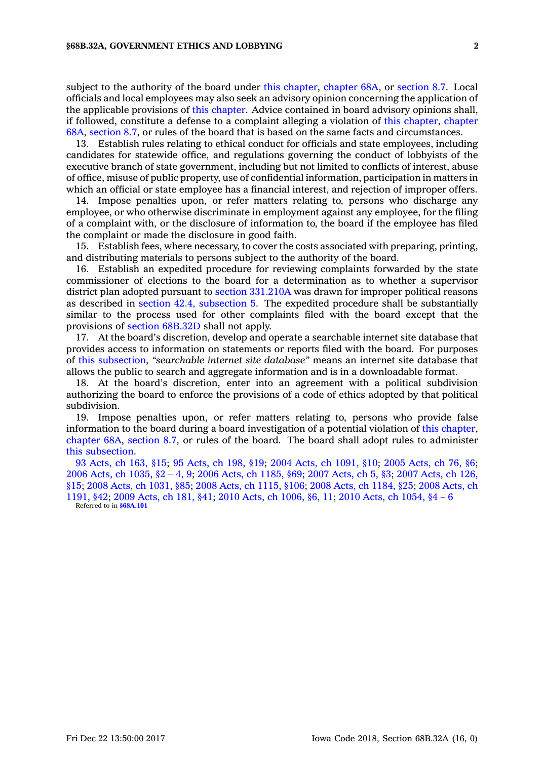subject to the authority of the board under this chapter, chapter 68A, or section 8.7. Local officials and local employees may also seek an advisory opinion concerning the application of the applicable provisions of this chapter. Advice contained in board advisory opinions shall, if followed, constitute a defense to a complaint alleging a violation of this chapter, chapter 68A, section 8.7, or rules of the board that is based on the same facts and circumstances.

13. Establish rules relating to ethical conduct for officials and state employees, including candidates for statewide office, and regulations governing the conduct of lobbyists of the executive branch of state government, including but not limited to conflicts of interest, abuse of office, misuse of public property, use of confidential information, participation in matters in which an official or state employee has a financial interest, and rejection of improper offers.

14. Impose penalties upon, or refer matters relating to, persons who discharge any employee, or who otherwise discriminate in employment against any employee, for the filing of a complaint with, or the disclosure of information to, the board if the employee has filed the complaint or made the disclosure in good faith.

15. Establish fees, where necessary, to cover the costs associated with preparing, printing, and distributing materials to persons subject to the authority of the board.

16. Establish an expedited procedure for reviewing complaints forwarded by the state commissioner of elections to the board for a determination as to whether a supervisor district plan adopted pursuant to section 331.210A was drawn for improper political reasons as described in section 42.4, subsection 5. The expedited procedure shall be substantially similar to the process used for other complaints filed with the board except that the provisions of section 68B.32D shall not apply.

17. At the board's discretion, develop and operate a searchable internet site database that provides access to information on statements or reports filed with the board. For purposes of this subsection, *"searchable internet site database"* means an internet site database that allows the public to search and aggregate information and is in a downloadable format.

18. At the board's discretion, enter into an agreement with a political subdivision authorizing the board to enforce the provisions of a code of ethics adopted by that political subdivision.

19. Impose penalties upon, or refer matters relating to, persons who provide false information to the board during a board investigation of a potential violation of this chapter, chapter 68A, section 8.7, or rules of the board. The board shall adopt rules to administer this subsection.

93 Acts, ch 163, §15; 95 Acts, ch 198, §19; 2004 Acts, ch 1091, §10; 2005 Acts, ch 76, §6; 2006 Acts, ch 1035, §2 – 4, 9; 2006 Acts, ch 1185, §69; 2007 Acts, ch 5, §3; 2007 Acts, ch 126, §15; 2008 Acts, ch 1031, §85; 2008 Acts, ch 1115, §106; 2008 Acts, ch 1184, §25; 2008 Acts, ch 1191, §42; 2009 Acts, ch 181, §41; 2010 Acts, ch 1006, §6, 11; 2010 Acts, ch 1054, §4 – 6

Referred to in **§68A.101**